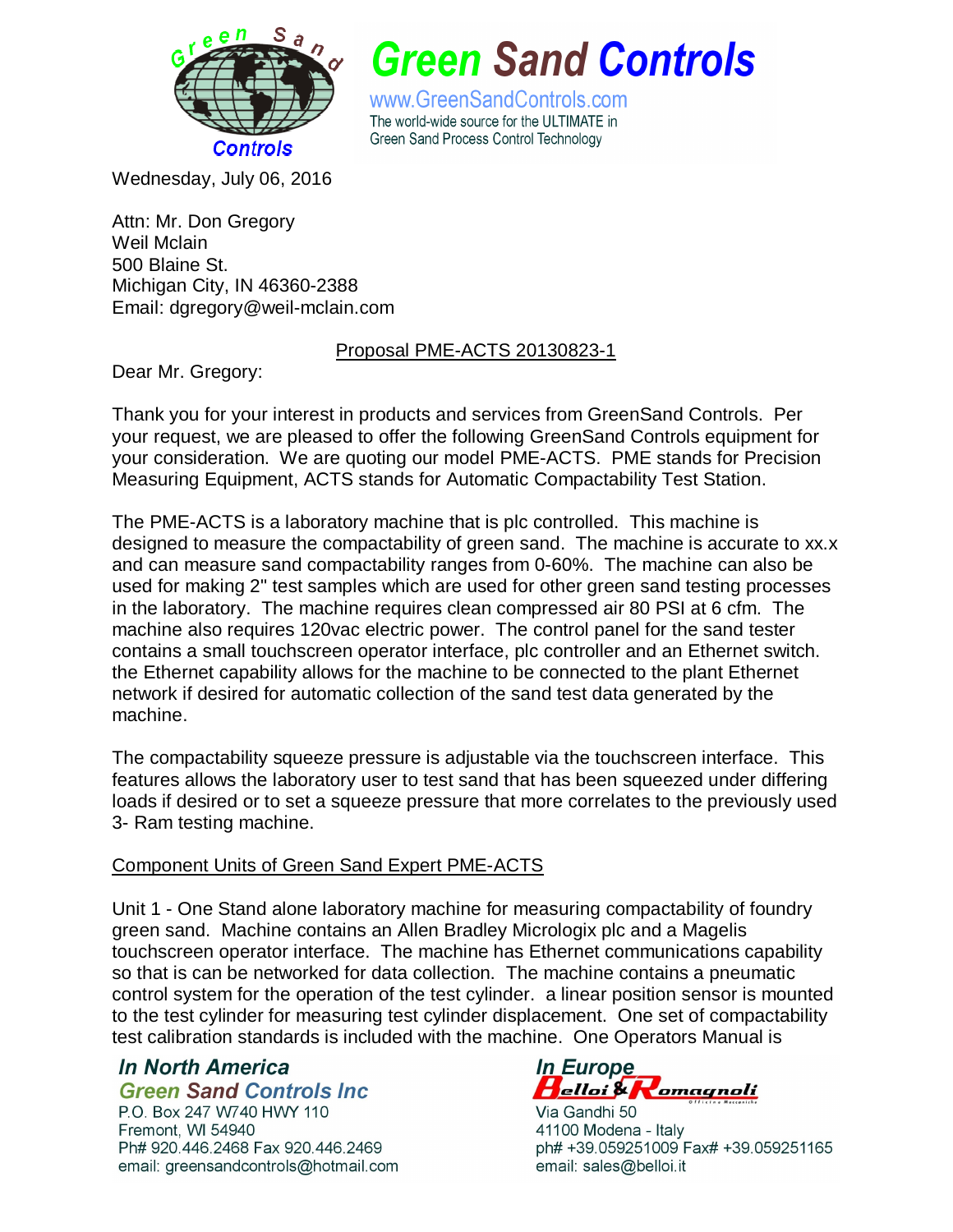# Green Sand Controls

www.GreenSandControls.com
The world-wide source for the ULTIMATE in Green Sand Process Control Technology

Wednesday, July 06, 2016

Attn: Mr. Don Gregory
Weil Mclain
500 Blaine St.
Michigan City, IN 46360-2388
Email: dgregory@weil-mclain.com

Proposal PME-ACTS 20130823-1

Dear Mr. Gregory:

Thank you for your interest in products and services from GreenSand Controls. Per your request, we are pleased to offer the following GreenSand Controls equipment for your consideration. We are quoting our model PME-ACTS. PME stands for Precision Measuring Equipment, ACTS stands for Automatic Compactability Test Station.

The PME-ACTS is a laboratory machine that is plc controlled. This machine is designed to measure the compactability of green sand. The machine is accurate to xx.x and can measure sand compactability ranges from 0-60%. The machine can also be used for making 2" test samples which are used for other green sand testing processes in the laboratory. The machine requires clean compressed air 80 PSI at 6 cfm. The machine also requires 120vac electric power. The control panel for the sand tester contains a small touchscreen operator interface, plc controller and an Ethernet switch. the Ethernet capability allows for the machine to be connected to the plant Ethernet network if desired for automatic collection of the sand test data generated by the machine.

The compactability squeeze pressure is adjustable via the touchscreen interface. This features allows the laboratory user to test sand that has been squeezed under differing loads if desired or to set a squeeze pressure that more correlates to the previously used 3- Ram testing machine.

Component Units of Green Sand Expert PME-ACTS

Unit 1 - One Stand alone laboratory machine for measuring compactability of foundry green sand. Machine contains an Allen Bradley Micrologix plc and a Magelis touchscreen operator interface. The machine has Ethernet communications capability so that is can be networked for data collection. The machine contains a pneumatic control system for the operation of the test cylinder. a linear position sensor is mounted to the test cylinder for measuring test cylinder displacement. One set of compactability test calibration standards is included with the machine. One Operators Manual is

***In North America***
***Green Sand Controls Inc***
P.O. Box 247 W740 HWY 110
Fremont, WI 54940
Ph# 920.446.2468 Fax 920.446.2469
email: greensandcontrols@hotmail.com

***In Europe***
**Belloi & Romagnoli**
Via Gandhi 50
41100 Modena - Italy
ph# +39.059251009 Fax# +39.059251165
email: sales@belloi.it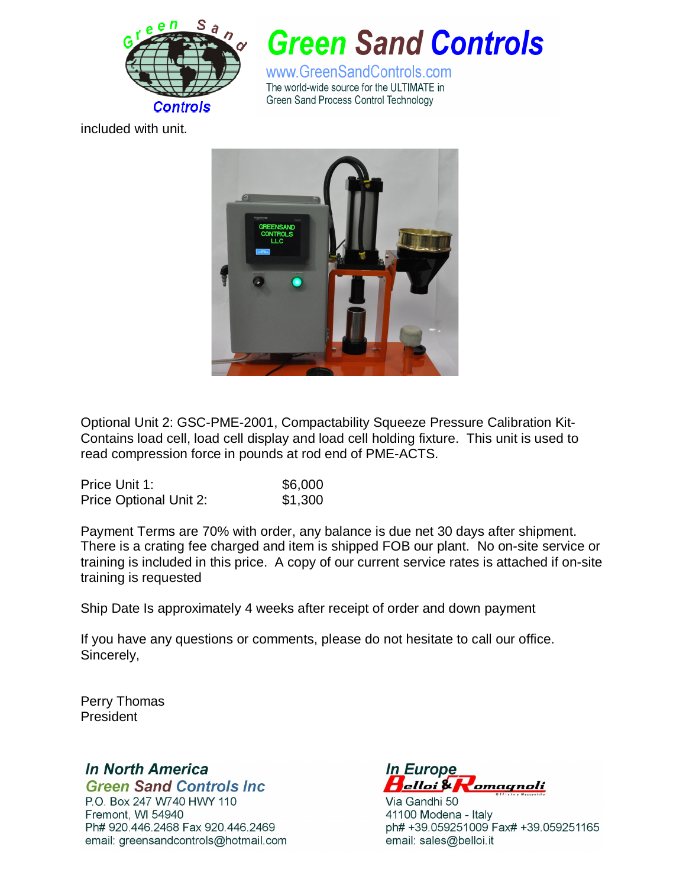included with unit.

Optional Unit 2: GSC-PME-2001, Compactability Squeeze Pressure Calibration Kit-Contains load cell, load cell display and load cell holding fixture. This unit is used to read compression force in pounds at rod end of PME-ACTS.

| | |
|---|---|
| Price Unit 1: | $6,000 |
| Price Optional Unit 2: | $1,300 |

Payment Terms are 70% with order, any balance is due net 30 days after shipment. There is a crating fee charged and item is shipped FOB our plant. No on-site service or training is included in this price. A copy of our current service rates is attached if on-site training is requested

Ship Date Is approximately 4 weeks after receipt of order and down payment

If you have any questions or comments, please do not hesitate to call our office.
Sincerely,

Perry Thomas
President

***In North America***
***Green Sand Controls Inc***
P.O. Box 247 W740 HWY 110
Fremont, WI 54940
Ph# 920.446.2468 Fax 920.446.2469
email: greensandcontrols@hotmail.com

***In Europe***
**Belloi & Romagnoli**
Via Gandhi 50
41100 Modena - Italy
ph# +39.059251009 Fax# +39.059251165
email: sales@belloi.it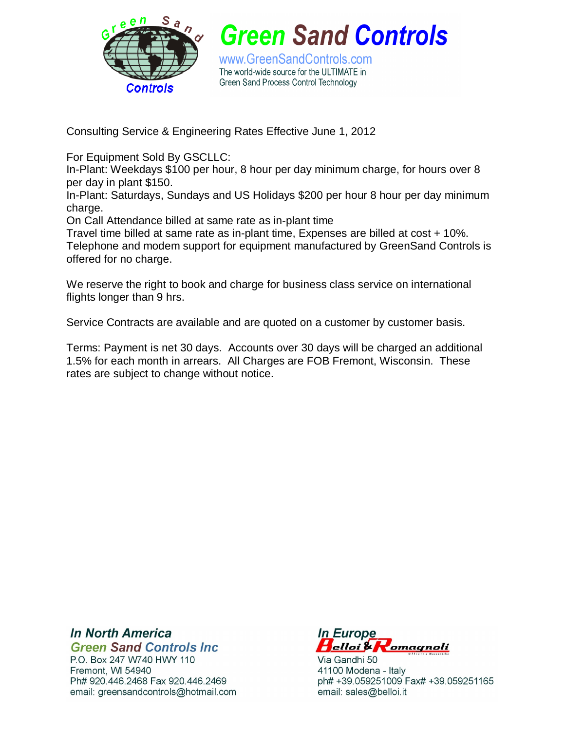# Green Sand Controls

www.GreenSandControls.com
The world-wide source for the ULTIMATE in Green Sand Process Control Technology

Consulting Service & Engineering Rates Effective June 1, 2012

For Equipment Sold By GSCLLC:
In-Plant: Weekdays $100 per hour, 8 hour per day minimum charge, for hours over 8 per day in plant $150.
In-Plant: Saturdays, Sundays and US Holidays $200 per hour 8 hour per day minimum charge.
On Call Attendance billed at same rate as in-plant time
Travel time billed at same rate as in-plant time, Expenses are billed at cost + 10%.
Telephone and modem support for equipment manufactured by GreenSand Controls is offered for no charge.

We reserve the right to book and charge for business class service on international flights longer than 9 hrs.

Service Contracts are available and are quoted on a customer by customer basis.

Terms: Payment is net 30 days. Accounts over 30 days will be charged an additional 1.5% for each month in arrears. All Charges are FOB Fremont, Wisconsin. These rates are subject to change without notice.

***In North America***
***Green Sand Controls Inc***
P.O. Box 247 W740 HWY 110
Fremont, WI 54940
Ph# 920.446.2468 Fax 920.446.2469
email: greensandcontrols@hotmail.com

***In Europe***
**Belloi & Romagnoli**
Via Gandhi 50
41100 Modena - Italy
ph# +39.059251009 Fax# +39.059251165
email: sales@belloi.it